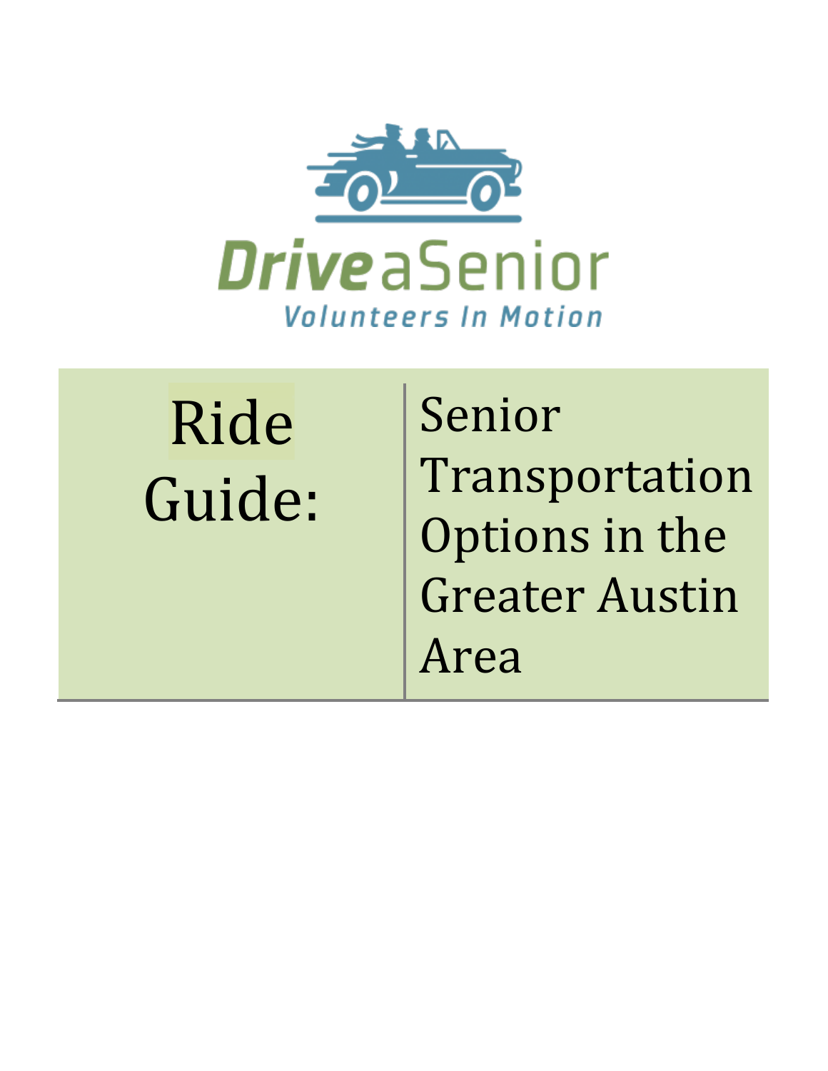Drive a Senior

Volunteers In Motion

| Ride Guide: | Senior Transportation Options in the Greater Austin Area |
|---|---|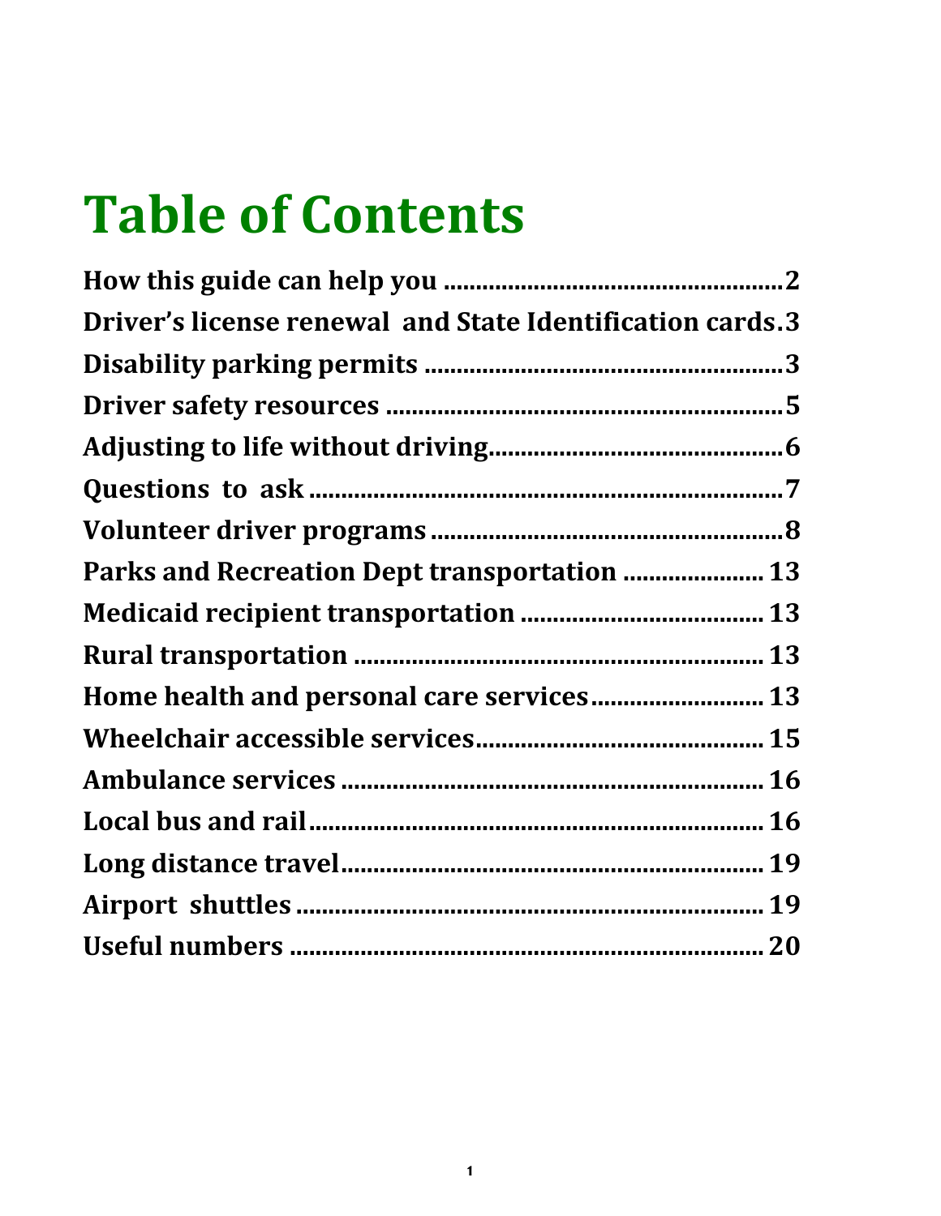# Table of Contents

| | |
|---|---|
| **How this guide can help you** | **2** |
| **Driver's license renewal and State Identification cards** | **3** |
| **Disability parking permits** | **3** |
| **Driver safety resources** | **5** |
| **Adjusting to life without driving** | **6** |
| **Questions to ask** | **7** |
| **Volunteer driver programs** | **8** |
| **Parks and Recreation Dept transportation** | **13** |
| **Medicaid recipient transportation** | **13** |
| **Rural transportation** | **13** |
| **Home health and personal care services** | **13** |
| **Wheelchair accessible services** | **15** |
| **Ambulance services** | **16** |
| **Local bus and rail** | **16** |
| **Long distance travel** | **19** |
| **Airport shuttles** | **19** |
| **Useful numbers** | **20** |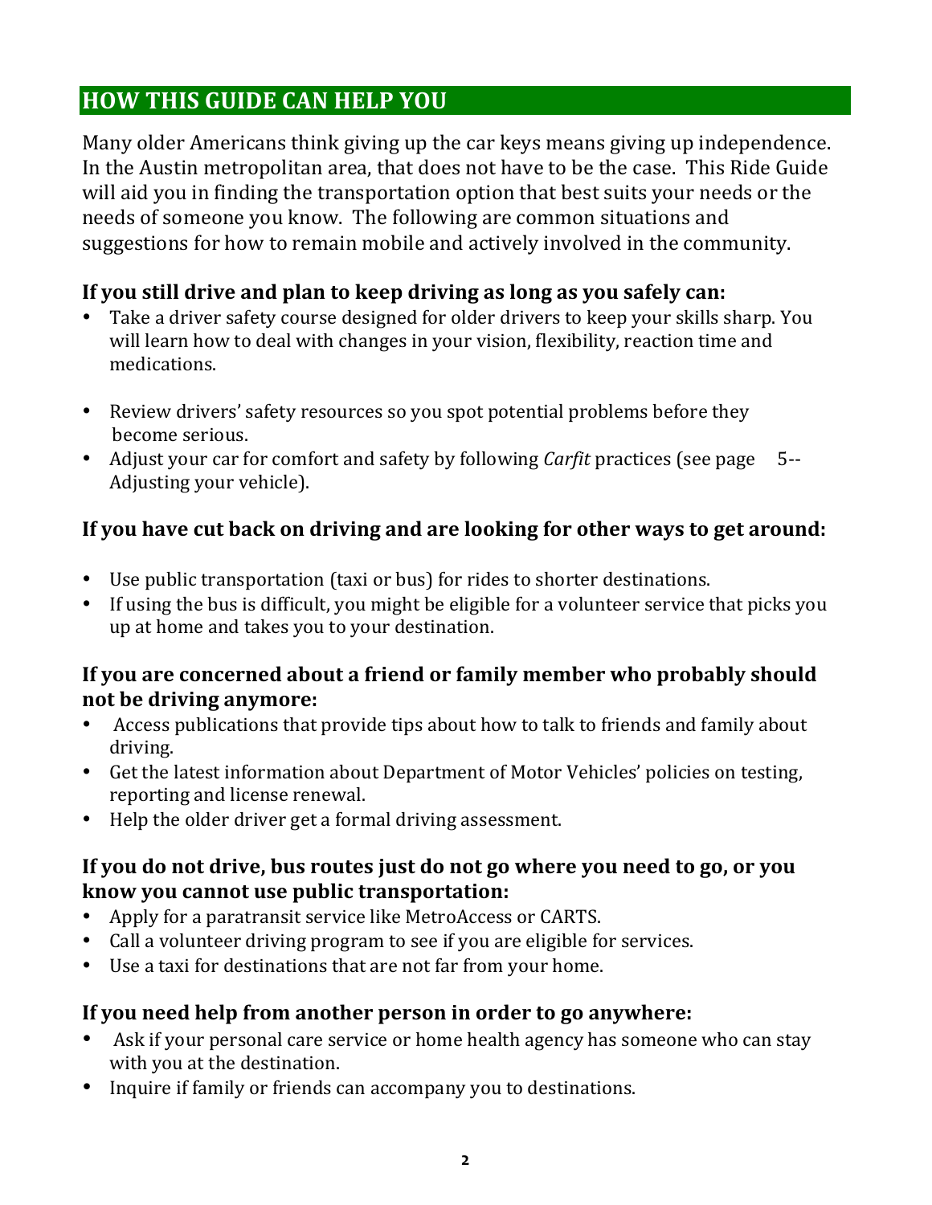## HOW THIS GUIDE CAN HELP YOU

Many older Americans think giving up the car keys means giving up independence. In the Austin metropolitan area, that does not have to be the case. This Ride Guide will aid you in finding the transportation option that best suits your needs or the needs of someone you know. The following are common situations and suggestions for how to remain mobile and actively involved in the community.

### If you still drive and plan to keep driving as long as you safely can:

- Take a driver safety course designed for older drivers to keep your skills sharp. You will learn how to deal with changes in your vision, flexibility, reaction time and medications.
- Review drivers' safety resources so you spot potential problems before they become serious.
- Adjust your car for comfort and safety by following *Carfit* practices (see page 5-- Adjusting your vehicle).

### If you have cut back on driving and are looking for other ways to get around:

- Use public transportation (taxi or bus) for rides to shorter destinations.
- If using the bus is difficult, you might be eligible for a volunteer service that picks you up at home and takes you to your destination.

### If you are concerned about a friend or family member who probably should not be driving anymore:

- Access publications that provide tips about how to talk to friends and family about driving.
- Get the latest information about Department of Motor Vehicles' policies on testing, reporting and license renewal.
- Help the older driver get a formal driving assessment.

### If you do not drive, bus routes just do not go where you need to go, or you know you cannot use public transportation:

- Apply for a paratransit service like MetroAccess or CARTS.
- Call a volunteer driving program to see if you are eligible for services.
- Use a taxi for destinations that are not far from your home.

### If you need help from another person in order to go anywhere:

- Ask if your personal care service or home health agency has someone who can stay with you at the destination.
- Inquire if family or friends can accompany you to destinations.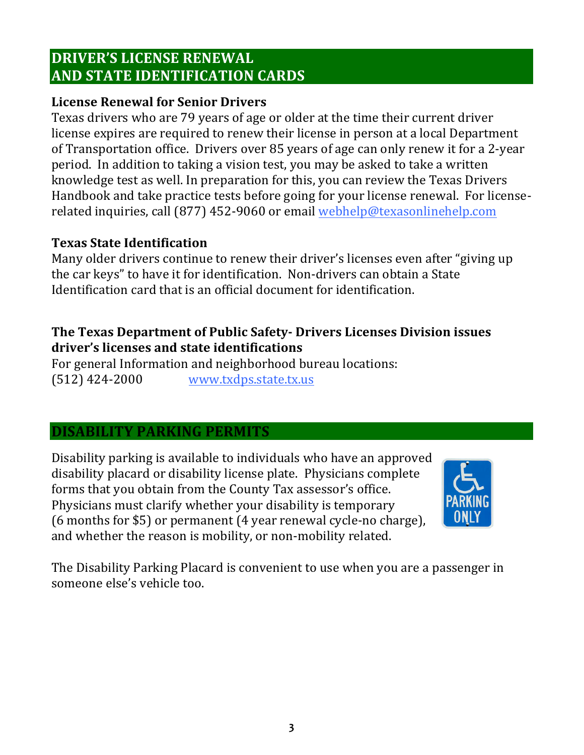## DRIVER'S LICENSE RENEWAL AND STATE IDENTIFICATION CARDS

**License Renewal for Senior Drivers**

Texas drivers who are 79 years of age or older at the time their current driver license expires are required to renew their license in person at a local Department of Transportation office. Drivers over 85 years of age can only renew it for a 2-year period. In addition to taking a vision test, you may be asked to take a written knowledge test as well. In preparation for this, you can review the Texas Drivers Handbook and take practice tests before going for your license renewal. For license-related inquiries, call (877) 452-9060 or email webhelp@texasonlinehelp.com

**Texas State Identification**

Many older drivers continue to renew their driver's licenses even after "giving up the car keys" to have it for identification. Non-drivers can obtain a State Identification card that is an official document for identification.

**The Texas Department of Public Safety- Drivers Licenses Division issues driver's licenses and state identifications**

For general Information and neighborhood bureau locations:
(512) 424-2000 www.txdps.state.tx.us

## DISABILITY PARKING PERMITS

Disability parking is available to individuals who have an approved disability placard or disability license plate. Physicians complete forms that you obtain from the County Tax assessor's office. Physicians must clarify whether your disability is temporary (6 months for $5) or permanent (4 year renewal cycle-no charge), and whether the reason is mobility, or non-mobility related.

The Disability Parking Placard is convenient to use when you are a passenger in someone else's vehicle too.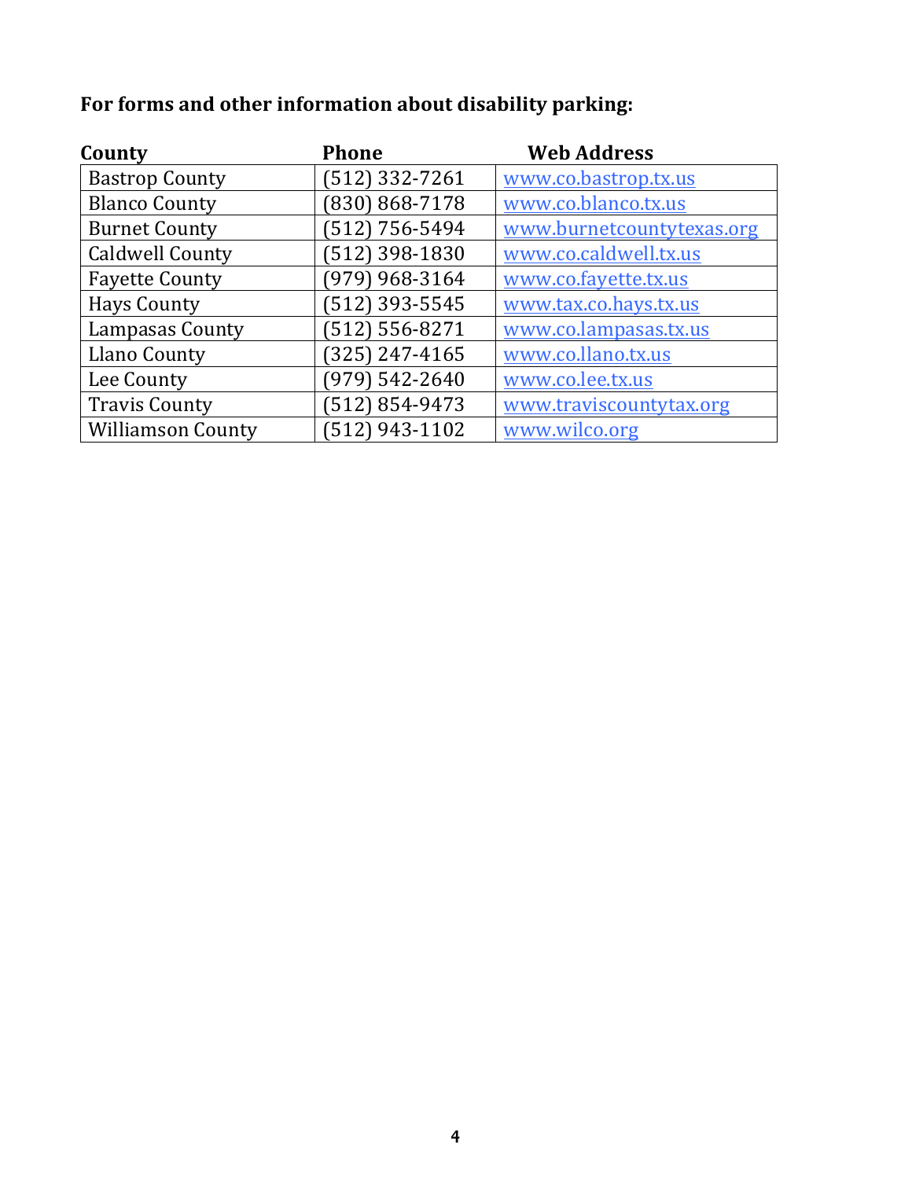**For forms and other information about disability parking:**

| County | Phone | Web Address |
|---|---|---|
| Bastrop County | (512) 332-7261 | www.co.bastrop.tx.us |
| Blanco County | (830) 868-7178 | www.co.blanco.tx.us |
| Burnet County | (512) 756-5494 | www.burnetcountytexas.org |
| Caldwell County | (512) 398-1830 | www.co.caldwell.tx.us |
| Fayette County | (979) 968-3164 | www.co.fayette.tx.us |
| Hays County | (512) 393-5545 | www.tax.co.hays.tx.us |
| Lampasas County | (512) 556-8271 | www.co.lampasas.tx.us |
| Llano County | (325) 247-4165 | www.co.llano.tx.us |
| Lee County | (979) 542-2640 | www.co.lee.tx.us |
| Travis County | (512) 854-9473 | www.traviscountytax.org |
| Williamson County | (512) 943-1102 | www.wilco.org |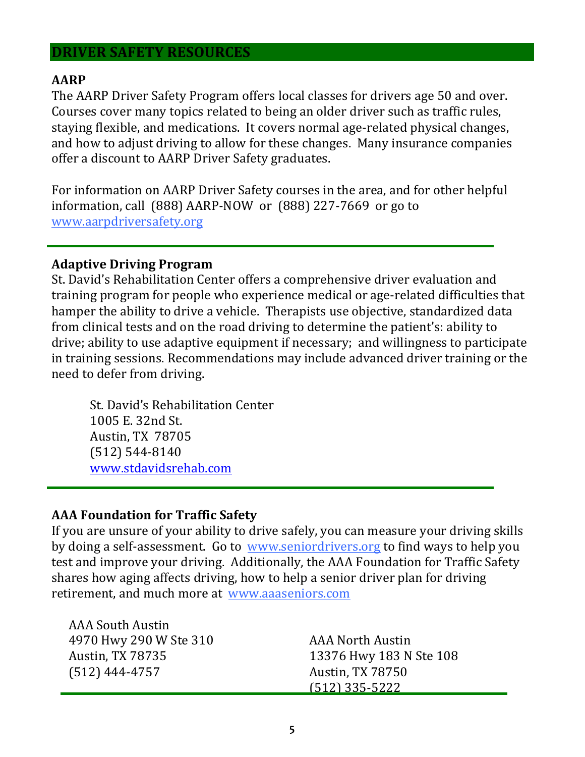## DRIVER SAFETY RESOURCES

### AARP

The AARP Driver Safety Program offers local classes for drivers age 50 and over. Courses cover many topics related to being an older driver such as traffic rules, staying flexible, and medications. It covers normal age-related physical changes, and how to adjust driving to allow for these changes. Many insurance companies offer a discount to AARP Driver Safety graduates.

For information on AARP Driver Safety courses in the area, and for other helpful information, call (888) AARP-NOW or (888) 227-7669 or go to www.aarpdriversafety.org

---

### Adaptive Driving Program

St. David's Rehabilitation Center offers a comprehensive driver evaluation and training program for people who experience medical or age-related difficulties that hamper the ability to drive a vehicle. Therapists use objective, standardized data from clinical tests and on the road driving to determine the patient's: ability to drive; ability to use adaptive equipment if necessary; and willingness to participate in training sessions. Recommendations may include advanced driver training or the need to defer from driving.

St. David's Rehabilitation Center
1005 E. 32nd St.
Austin, TX 78705
(512) 544-8140
www.stdavidsrehab.com

---

### AAA Foundation for Traffic Safety

If you are unsure of your ability to drive safely, you can measure your driving skills by doing a self-assessment. Go to www.seniordrivers.org to find ways to help you test and improve your driving. Additionally, the AAA Foundation for Traffic Safety shares how aging affects driving, how to help a senior driver plan for driving retirement, and much more at www.aaaseniors.com

AAA South Austin
4970 Hwy 290 W Ste 310
Austin, TX 78735
(512) 444-4757

AAA North Austin
13376 Hwy 183 N Ste 108
Austin, TX 78750
(512) 335-5222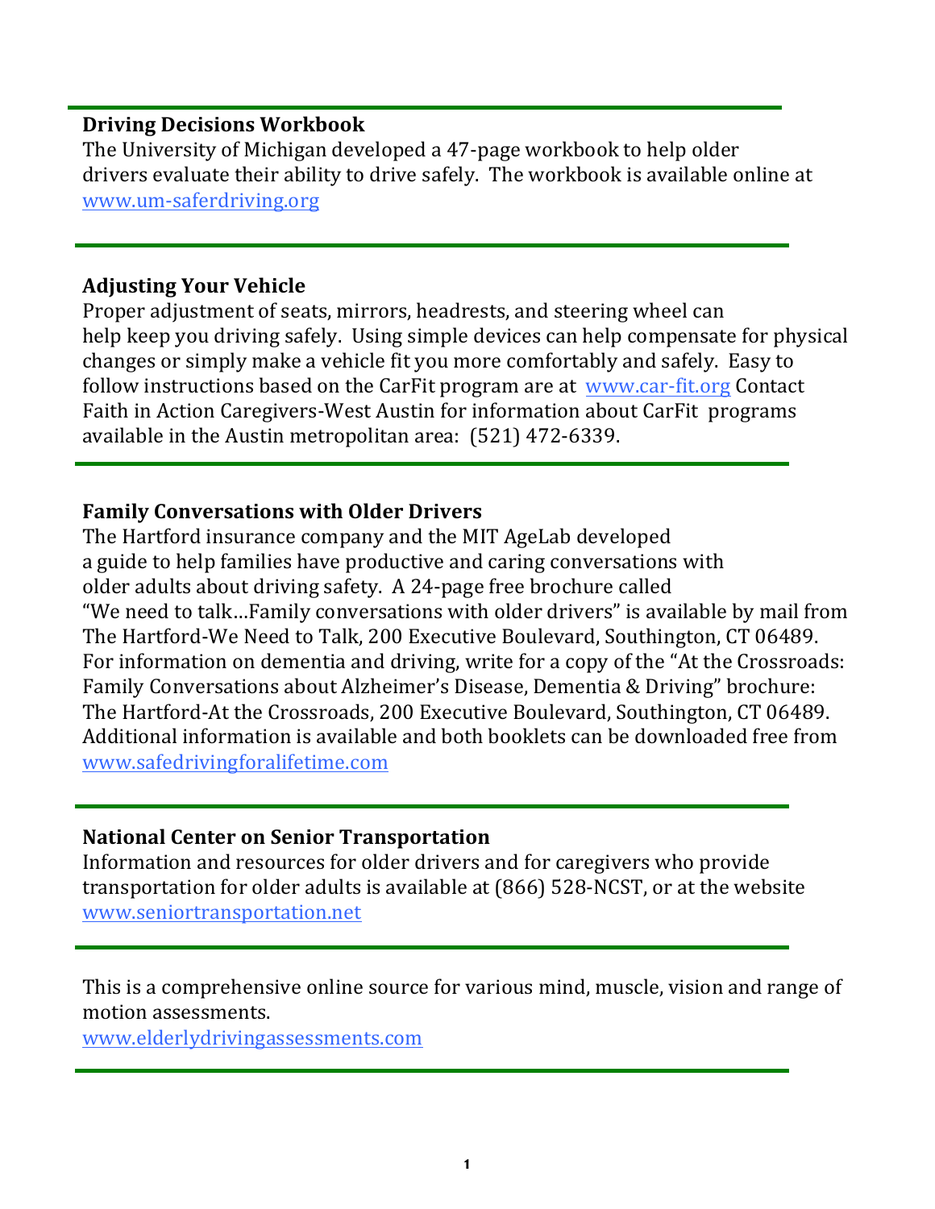**Driving Decisions Workbook**
The University of Michigan developed a 47-page workbook to help older drivers evaluate their ability to drive safely. The workbook is available online at www.um-saferdriving.org

---

**Adjusting Your Vehicle**
Proper adjustment of seats, mirrors, headrests, and steering wheel can help keep you driving safely. Using simple devices can help compensate for physical changes or simply make a vehicle fit you more comfortably and safely. Easy to follow instructions based on the CarFit program are at www.car-fit.org Contact Faith in Action Caregivers-West Austin for information about CarFit programs available in the Austin metropolitan area: (521) 472-6339.

---

**Family Conversations with Older Drivers**
The Hartford insurance company and the MIT AgeLab developed a guide to help families have productive and caring conversations with older adults about driving safety. A 24-page free brochure called "We need to talk…Family conversations with older drivers" is available by mail from The Hartford-We Need to Talk, 200 Executive Boulevard, Southington, CT 06489. For information on dementia and driving, write for a copy of the "At the Crossroads: Family Conversations about Alzheimer's Disease, Dementia & Driving" brochure: The Hartford-At the Crossroads, 200 Executive Boulevard, Southington, CT 06489. Additional information is available and both booklets can be downloaded free from www.safedrivingforalifetime.com

---

**National Center on Senior Transportation**
Information and resources for older drivers and for caregivers who provide transportation for older adults is available at (866) 528-NCST, or at the website www.seniortransportation.net

---

This is a comprehensive online source for various mind, muscle, vision and range of motion assessments.
www.elderlydrivingassessments.com

---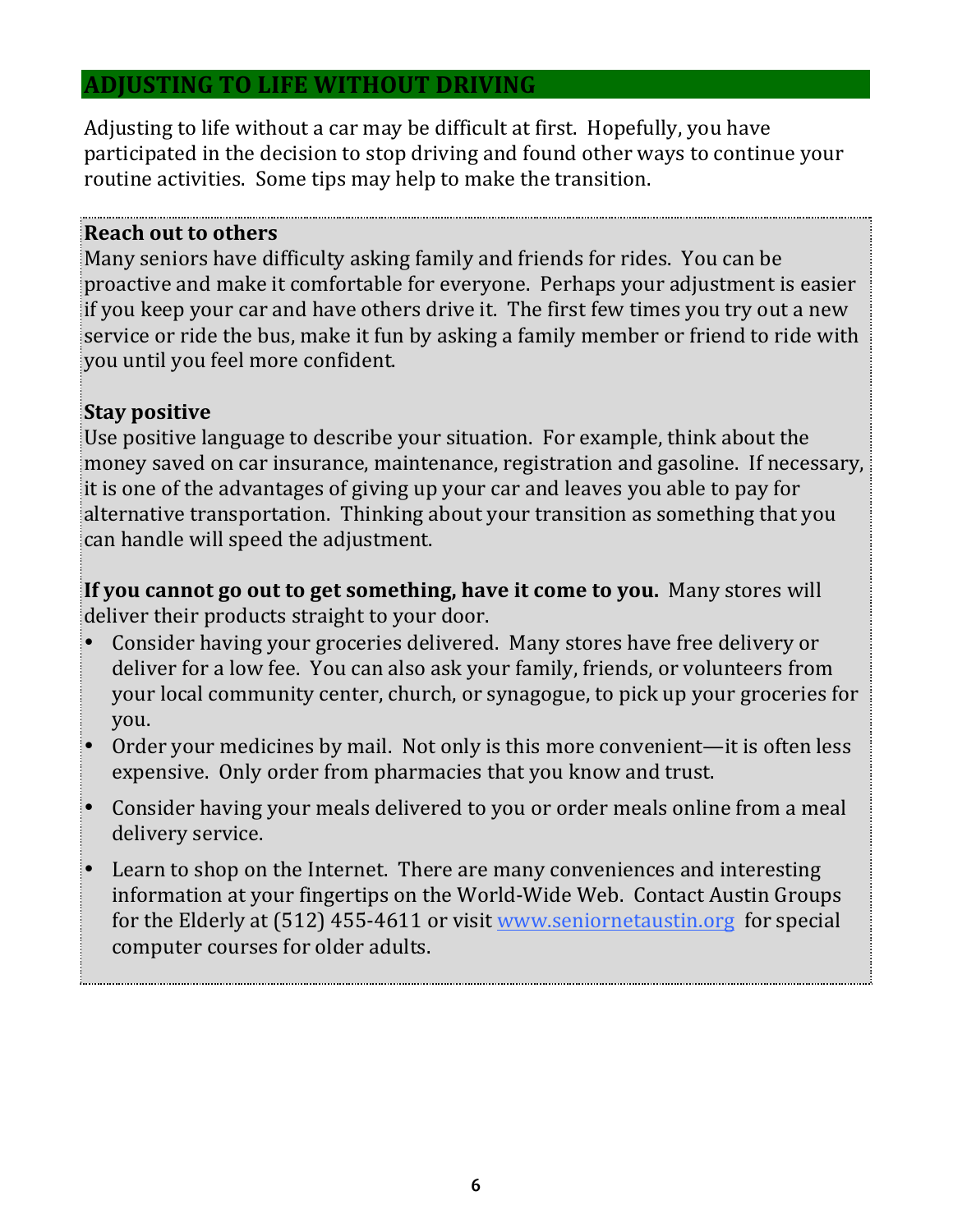## ADJUSTING TO LIFE WITHOUT DRIVING

Adjusting to life without a car may be difficult at first. Hopefully, you have participated in the decision to stop driving and found other ways to continue your routine activities. Some tips may help to make the transition.

**Reach out to others**
Many seniors have difficulty asking family and friends for rides. You can be proactive and make it comfortable for everyone. Perhaps your adjustment is easier if you keep your car and have others drive it. The first few times you try out a new service or ride the bus, make it fun by asking a family member or friend to ride with you until you feel more confident.

**Stay positive**
Use positive language to describe your situation. For example, think about the money saved on car insurance, maintenance, registration and gasoline. If necessary, it is one of the advantages of giving up your car and leaves you able to pay for alternative transportation. Thinking about your transition as something that you can handle will speed the adjustment.

**If you cannot go out to get something, have it come to you.** Many stores will deliver their products straight to your door.

- Consider having your groceries delivered. Many stores have free delivery or deliver for a low fee. You can also ask your family, friends, or volunteers from your local community center, church, or synagogue, to pick up your groceries for you.
- Order your medicines by mail. Not only is this more convenient—it is often less expensive. Only order from pharmacies that you know and trust.
- Consider having your meals delivered to you or order meals online from a meal delivery service.
- Learn to shop on the Internet. There are many conveniences and interesting information at your fingertips on the World-Wide Web. Contact Austin Groups for the Elderly at (512) 455-4611 or visit [www.seniornetaustin.org](http://www.seniornetaustin.org) for special computer courses for older adults.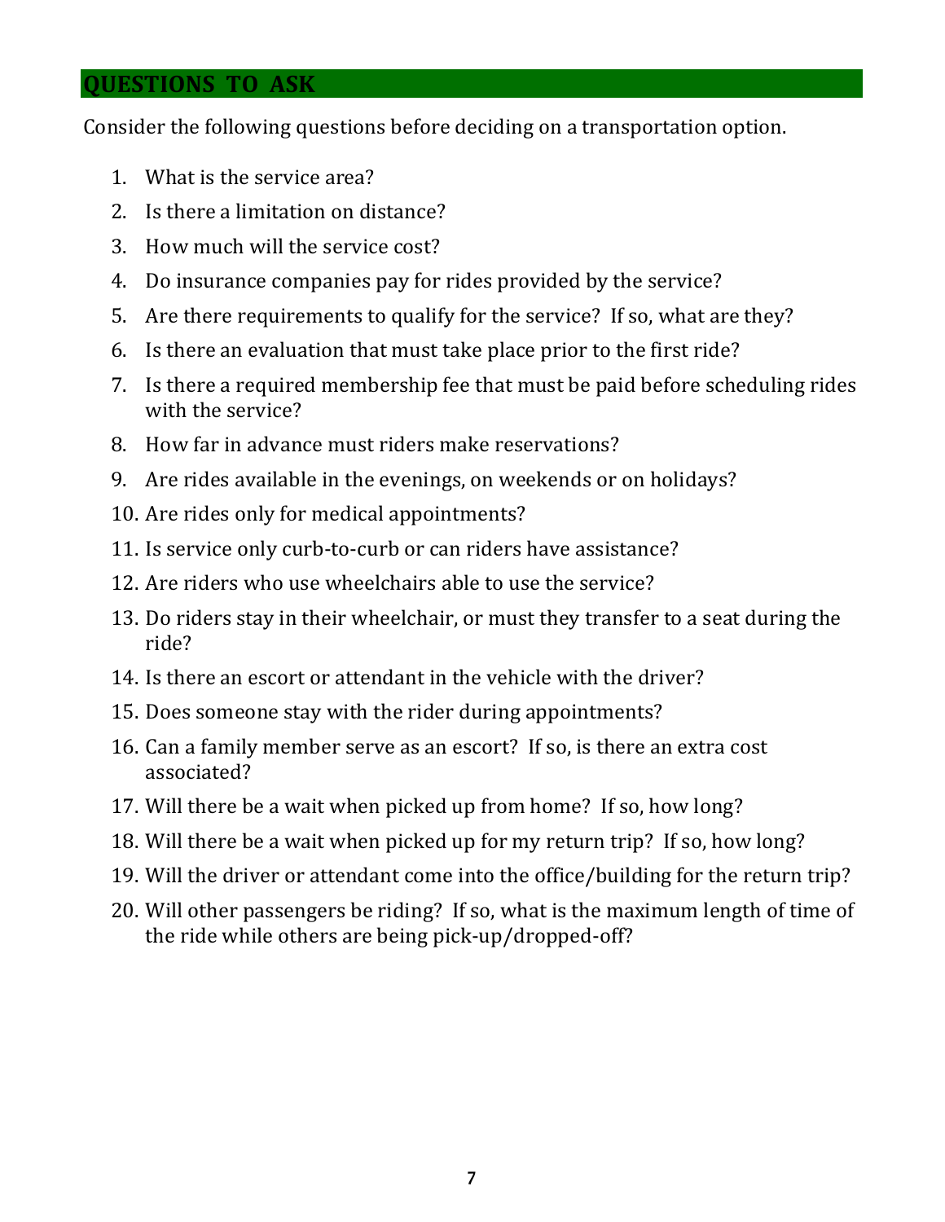## QUESTIONS TO ASK

Consider the following questions before deciding on a transportation option.

1. What is the service area?
2. Is there a limitation on distance?
3. How much will the service cost?
4. Do insurance companies pay for rides provided by the service?
5. Are there requirements to qualify for the service? If so, what are they?
6. Is there an evaluation that must take place prior to the first ride?
7. Is there a required membership fee that must be paid before scheduling rides with the service?
8. How far in advance must riders make reservations?
9. Are rides available in the evenings, on weekends or on holidays?
10. Are rides only for medical appointments?
11. Is service only curb-to-curb or can riders have assistance?
12. Are riders who use wheelchairs able to use the service?
13. Do riders stay in their wheelchair, or must they transfer to a seat during the ride?
14. Is there an escort or attendant in the vehicle with the driver?
15. Does someone stay with the rider during appointments?
16. Can a family member serve as an escort? If so, is there an extra cost associated?
17. Will there be a wait when picked up from home? If so, how long?
18. Will there be a wait when picked up for my return trip? If so, how long?
19. Will the driver or attendant come into the office/building for the return trip?
20. Will other passengers be riding? If so, what is the maximum length of time of the ride while others are being pick-up/dropped-off?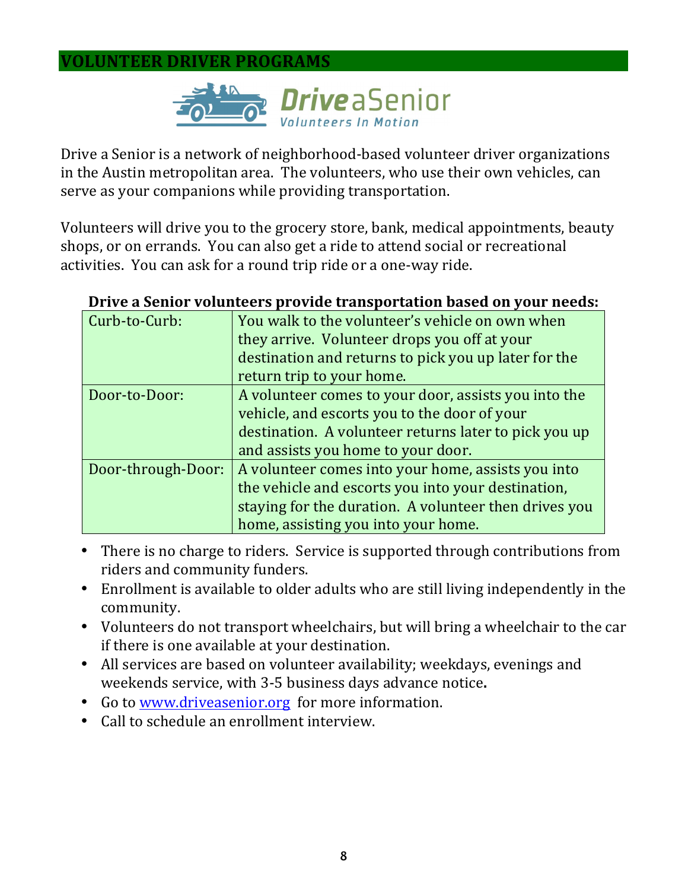## VOLUNTEER DRIVER PROGRAMS

**Drive a Senior**
*Volunteers In Motion*

Drive a Senior is a network of neighborhood-based volunteer driver organizations in the Austin metropolitan area. The volunteers, who use their own vehicles, can serve as your companions while providing transportation.

Volunteers will drive you to the grocery store, bank, medical appointments, beauty shops, or on errands. You can also get a ride to attend social or recreational activities. You can ask for a round trip ride or a one-way ride.

**Drive a Senior volunteers provide transportation based on your needs:**

| | |
|---|---|
| Curb-to-Curb: | You walk to the volunteer's vehicle on own when they arrive. Volunteer drops you off at your destination and returns to pick you up later for the return trip to your home. |
| Door-to-Door: | A volunteer comes to your door, assists you into the vehicle, and escorts you to the door of your destination. A volunteer returns later to pick you up and assists you home to your door. |
| Door-through-Door: | A volunteer comes into your home, assists you into the vehicle and escorts you into your destination, staying for the duration. A volunteer then drives you home, assisting you into your home. |

- There is no charge to riders. Service is supported through contributions from riders and community funders.
- Enrollment is available to older adults who are still living independently in the community.
- Volunteers do not transport wheelchairs, but will bring a wheelchair to the car if there is one available at your destination.
- All services are based on volunteer availability; weekdays, evenings and weekends service, with 3-5 business days advance notice**.**
- Go to www.driveasenior.org for more information.
- Call to schedule an enrollment interview.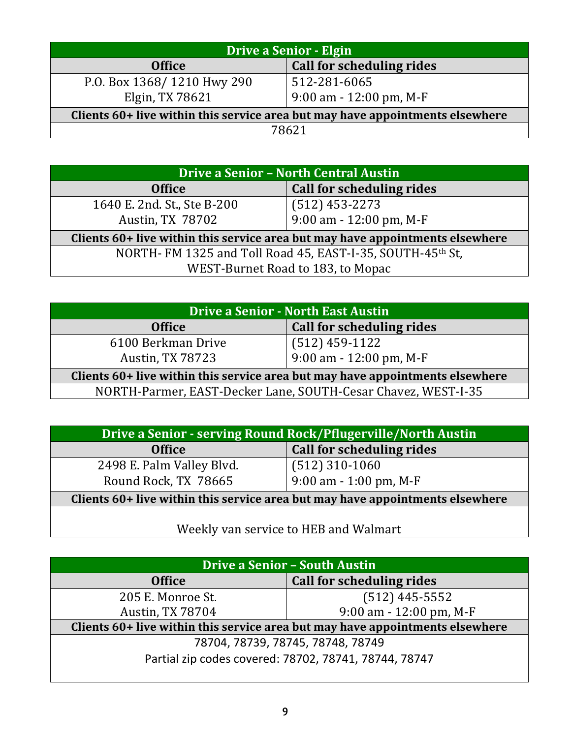| Drive a Senior - Elgin | |
|---|---|
| **Office** | **Call for scheduling rides** |
| P.O. Box 1368/ 1210 Hwy 290<br>Elgin, TX 78621 | 512-281-6065<br>9:00 am - 12:00 pm, M-F |
| **Clients 60+ live within this service area but may have appointments elsewhere** | |
| 78621 | |

| Drive a Senior – North Central Austin | |
|---|---|
| **Office** | **Call for scheduling rides** |
| 1640 E. 2nd. St., Ste B-200<br>Austin, TX 78702 | (512) 453-2273<br>9:00 am - 12:00 pm, M-F |
| **Clients 60+ live within this service area but may have appointments elsewhere** | |
| NORTH- FM 1325 and Toll Road 45, EAST-I-35, SOUTH-45th St,<br>WEST-Burnet Road to 183, to Mopac | |

| Drive a Senior - North East Austin | |
|---|---|
| **Office** | **Call for scheduling rides** |
| 6100 Berkman Drive<br>Austin, TX 78723 | (512) 459-1122<br>9:00 am - 12:00 pm, M-F |
| **Clients 60+ live within this service area but may have appointments elsewhere** | |
| NORTH-Parmer, EAST-Decker Lane, SOUTH-Cesar Chavez, WEST-I-35 | |

| Drive a Senior - serving Round Rock/Pflugerville/North Austin | |
|---|---|
| **Office** | **Call for scheduling rides** |
| 2498 E. Palm Valley Blvd.<br>Round Rock, TX 78665 | (512) 310-1060<br>9:00 am - 1:00 pm, M-F |
| **Clients 60+ live within this service area but may have appointments elsewhere** | |
| Weekly van service to HEB and Walmart | |

| Drive a Senior – South Austin | |
|---|---|
| **Office** | **Call for scheduling rides** |
| 205 E. Monroe St.<br>Austin, TX 78704 | (512) 445-5552<br>9:00 am - 12:00 pm, M-F |
| **Clients 60+ live within this service area but may have appointments elsewhere** | |
| 78704, 78739, 78745, 78748, 78749<br>Partial zip codes covered: 78702, 78741, 78744, 78747 | |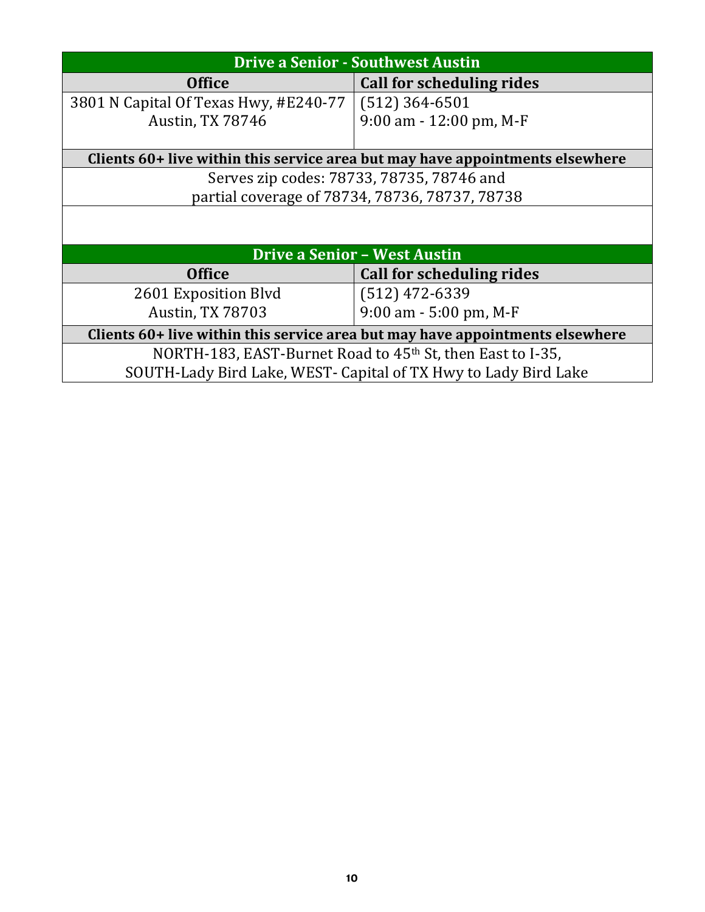| Drive a Senior - Southwest Austin | |
|---|---|
| **Office** | **Call for scheduling rides** |
| 3801 N Capital Of Texas Hwy, #E240-77<br>Austin, TX 78746 | (512) 364-6501<br>9:00 am - 12:00 pm, M-F |
| **Clients 60+ live within this service area but may have appointments elsewhere** | |
| Serves zip codes: 78733, 78735, 78746 and<br>partial coverage of 78734, 78736, 78737, 78738 | |

| Drive a Senior – West Austin | |
|---|---|
| **Office** | **Call for scheduling rides** |
| 2601 Exposition Blvd<br>Austin, TX 78703 | (512) 472-6339<br>9:00 am - 5:00 pm, M-F |
| **Clients 60+ live within this service area but may have appointments elsewhere** | |
| NORTH-183, EAST-Burnet Road to 45th St, then East to I-35,<br>SOUTH-Lady Bird Lake, WEST- Capital of TX Hwy to Lady Bird Lake | |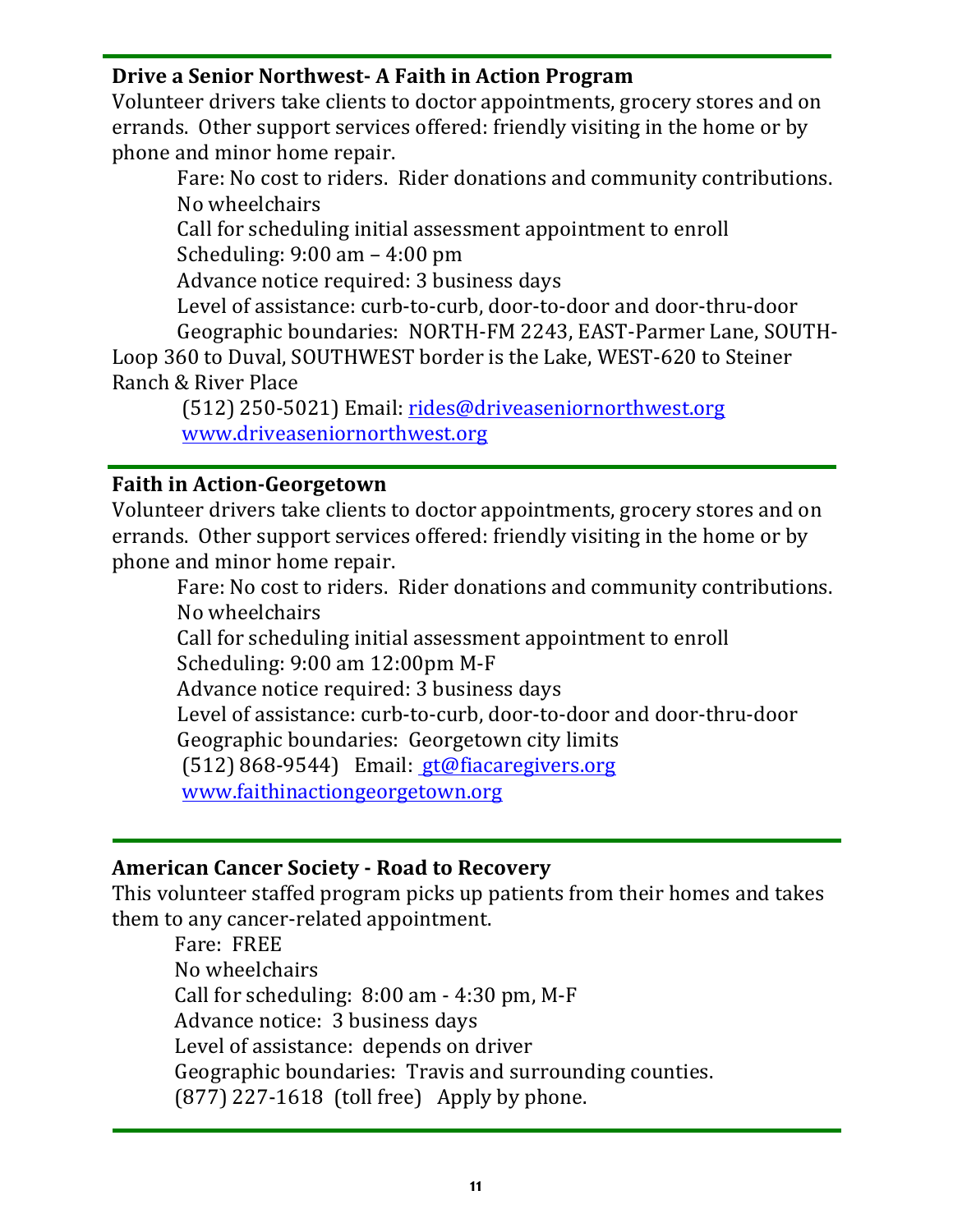**Drive a Senior Northwest- A Faith in Action Program**

Volunteer drivers take clients to doctor appointments, grocery stores and on errands. Other support services offered: friendly visiting in the home or by phone and minor home repair.

Fare: No cost to riders. Rider donations and community contributions.
No wheelchairs
Call for scheduling initial assessment appointment to enroll
Scheduling: 9:00 am – 4:00 pm
Advance notice required: 3 business days
Level of assistance: curb-to-curb, door-to-door and door-thru-door
Geographic boundaries: NORTH-FM 2243, EAST-Parmer Lane, SOUTH-Loop 360 to Duval, SOUTHWEST border is the Lake, WEST-620 to Steiner Ranch & River Place
(512) 250-5021) Email: rides@driveaseniornorthwest.org
www.driveaseniornorthwest.org

---

**Faith in Action-Georgetown**

Volunteer drivers take clients to doctor appointments, grocery stores and on errands. Other support services offered: friendly visiting in the home or by phone and minor home repair.

Fare: No cost to riders. Rider donations and community contributions.
No wheelchairs
Call for scheduling initial assessment appointment to enroll
Scheduling: 9:00 am 12:00pm M-F
Advance notice required: 3 business days
Level of assistance: curb-to-curb, door-to-door and door-thru-door
Geographic boundaries: Georgetown city limits
(512) 868-9544) Email: gt@fiacaregivers.org
www.faithinactiongeorgetown.org

---

**American Cancer Society - Road to Recovery**

This volunteer staffed program picks up patients from their homes and takes them to any cancer-related appointment.

Fare: FREE
No wheelchairs
Call for scheduling: 8:00 am - 4:30 pm, M-F
Advance notice: 3 business days
Level of assistance: depends on driver
Geographic boundaries: Travis and surrounding counties.
(877) 227-1618 (toll free) Apply by phone.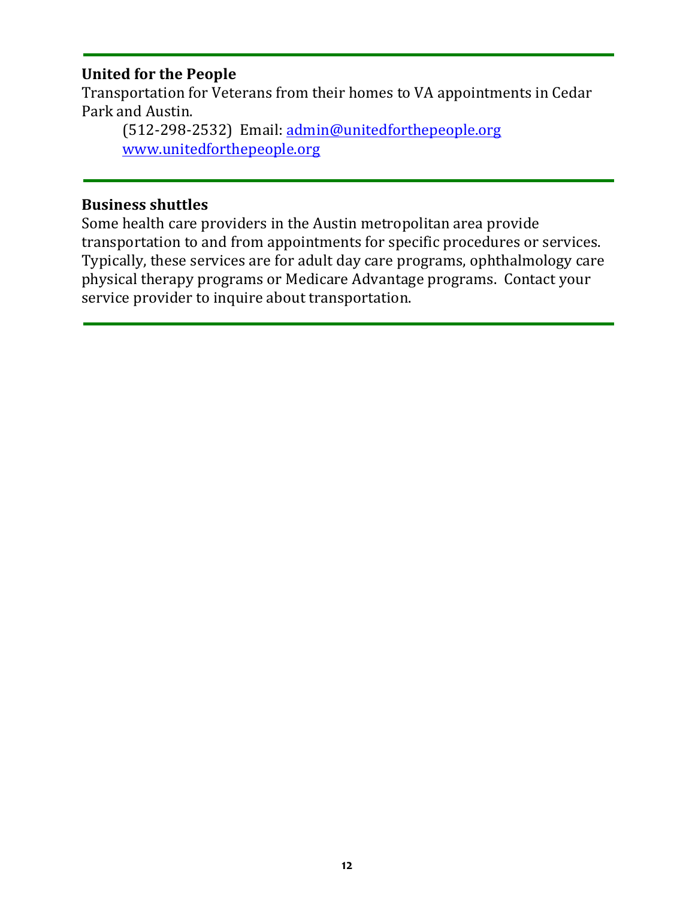---

**United for the People**

Transportation for Veterans from their homes to VA appointments in Cedar Park and Austin.

(512-298-2532) Email: [admin@unitedforthepeople.org](mailto:admin@unitedforthepeople.org)
[www.unitedforthepeople.org](http://www.unitedforthepeople.org)

---

**Business shuttles**

Some health care providers in the Austin metropolitan area provide transportation to and from appointments for specific procedures or services. Typically, these services are for adult day care programs, ophthalmology care physical therapy programs or Medicare Advantage programs. Contact your service provider to inquire about transportation.

---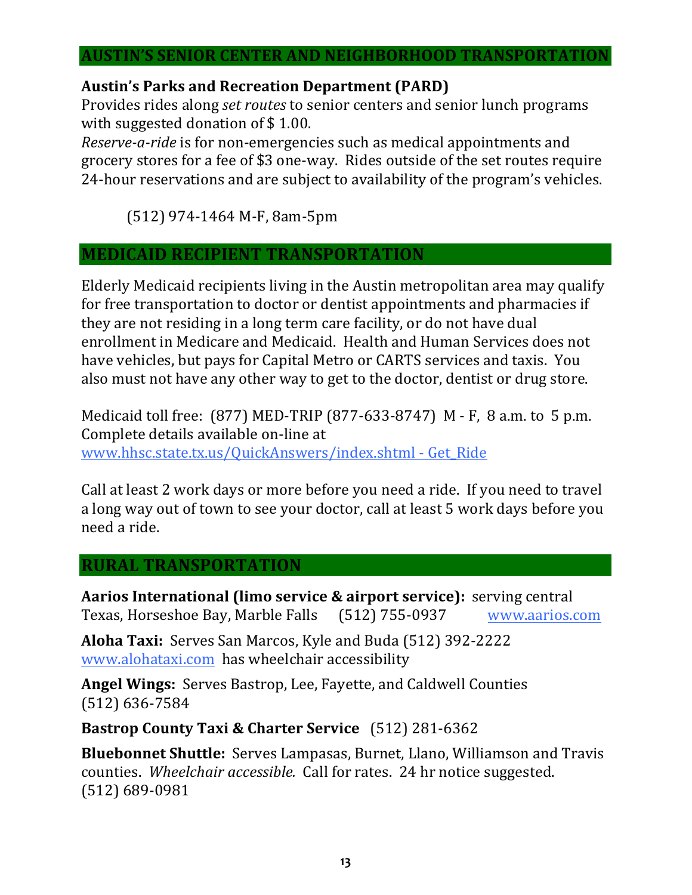## AUSTIN'S SENIOR CENTER AND NEIGHBORHOOD TRANSPORTATION

**Austin's Parks and Recreation Department (PARD)**
Provides rides along *set routes* to senior centers and senior lunch programs with suggested donation of $ 1.00.
*Reserve-a-ride* is for non-emergencies such as medical appointments and grocery stores for a fee of $3 one-way. Rides outside of the set routes require 24-hour reservations and are subject to availability of the program's vehicles.

(512) 974-1464 M-F, 8am-5pm

## MEDICAID RECIPIENT TRANSPORTATION

Elderly Medicaid recipients living in the Austin metropolitan area may qualify for free transportation to doctor or dentist appointments and pharmacies if they are not residing in a long term care facility, or do not have dual enrollment in Medicare and Medicaid. Health and Human Services does not have vehicles, but pays for Capital Metro or CARTS services and taxis. You also must not have any other way to get to the doctor, dentist or drug store.

Medicaid toll free: (877) MED-TRIP (877-633-8747) M - F, 8 a.m. to 5 p.m.
Complete details available on-line at
www.hhsc.state.tx.us/QuickAnswers/index.shtml - Get_Ride

Call at least 2 work days or more before you need a ride. If you need to travel a long way out of town to see your doctor, call at least 5 work days before you need a ride.

## RURAL TRANSPORTATION

**Aarios International (limo service & airport service):** serving central Texas, Horseshoe Bay, Marble Falls (512) 755-0937 www.aarios.com

**Aloha Taxi:** Serves San Marcos, Kyle and Buda (512) 392-2222 www.alohataxi.com has wheelchair accessibility

**Angel Wings:** Serves Bastrop, Lee, Fayette, and Caldwell Counties (512) 636-7584

**Bastrop County Taxi & Charter Service** (512) 281-6362

**Bluebonnet Shuttle:** Serves Lampasas, Burnet, Llano, Williamson and Travis counties. *Wheelchair accessible.* Call for rates. 24 hr notice suggested. (512) 689-0981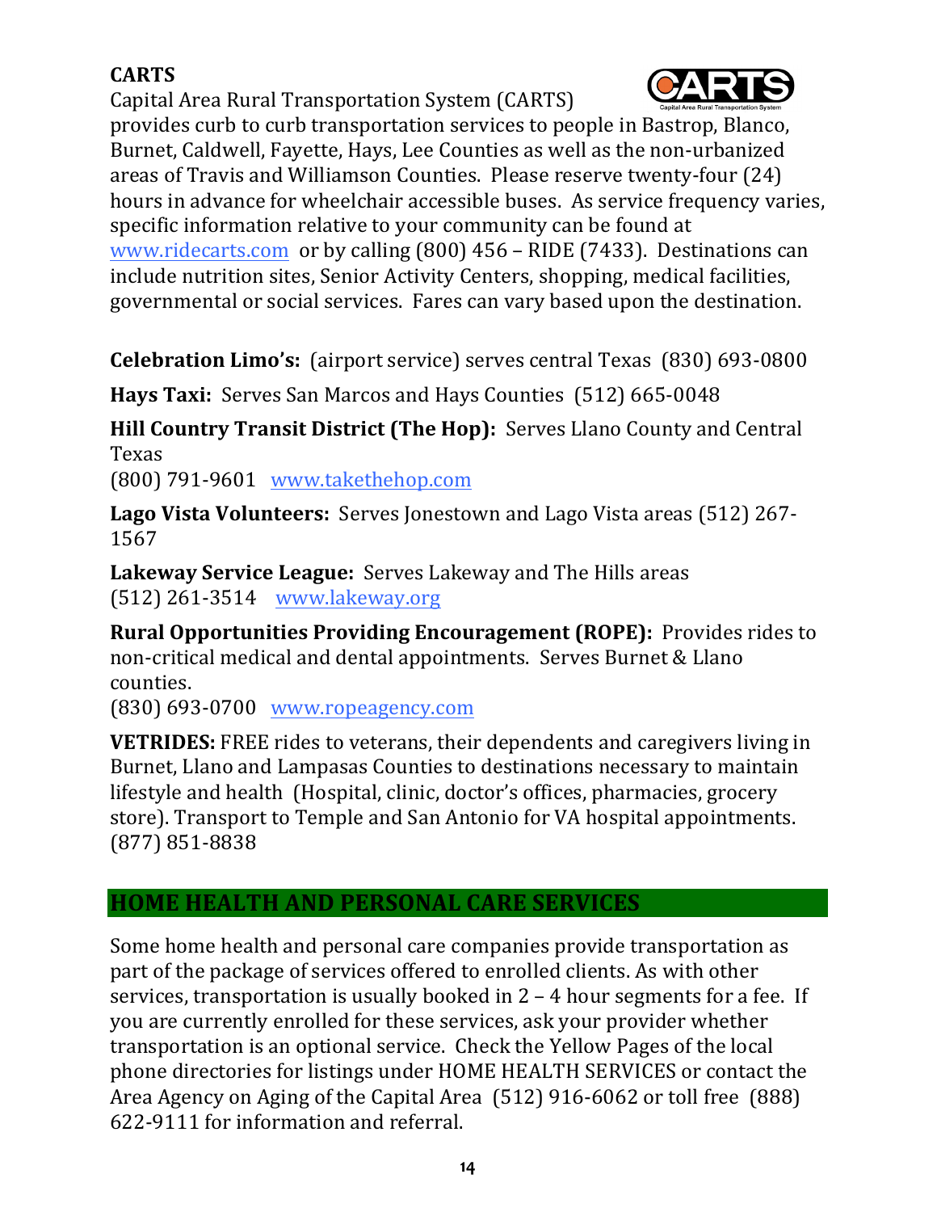**CARTS**

Capital Area Rural Transportation System (CARTS) provides curb to curb transportation services to people in Bastrop, Blanco, Burnet, Caldwell, Fayette, Hays, Lee Counties as well as the non-urbanized areas of Travis and Williamson Counties. Please reserve twenty-four (24) hours in advance for wheelchair accessible buses. As service frequency varies, specific information relative to your community can be found at www.ridecarts.com or by calling (800) 456 – RIDE (7433). Destinations can include nutrition sites, Senior Activity Centers, shopping, medical facilities, governmental or social services. Fares can vary based upon the destination.

**Celebration Limo's:** (airport service) serves central Texas (830) 693-0800

**Hays Taxi:** Serves San Marcos and Hays Counties (512) 665-0048

**Hill Country Transit District (The Hop):** Serves Llano County and Central Texas
(800) 791-9601 www.takethehop.com

**Lago Vista Volunteers:** Serves Jonestown and Lago Vista areas (512) 267-1567

**Lakeway Service League:** Serves Lakeway and The Hills areas
(512) 261-3514 www.lakeway.org

**Rural Opportunities Providing Encouragement (ROPE):** Provides rides to non-critical medical and dental appointments. Serves Burnet & Llano counties.
(830) 693-0700 www.ropeagency.com

**VETRIDES:** FREE rides to veterans, their dependents and caregivers living in Burnet, Llano and Lampasas Counties to destinations necessary to maintain lifestyle and health (Hospital, clinic, doctor's offices, pharmacies, grocery store). Transport to Temple and San Antonio for VA hospital appointments. (877) 851-8838

## HOME HEALTH AND PERSONAL CARE SERVICES

Some home health and personal care companies provide transportation as part of the package of services offered to enrolled clients. As with other services, transportation is usually booked in 2 – 4 hour segments for a fee. If you are currently enrolled for these services, ask your provider whether transportation is an optional service. Check the Yellow Pages of the local phone directories for listings under HOME HEALTH SERVICES or contact the Area Agency on Aging of the Capital Area (512) 916-6062 or toll free (888) 622-9111 for information and referral.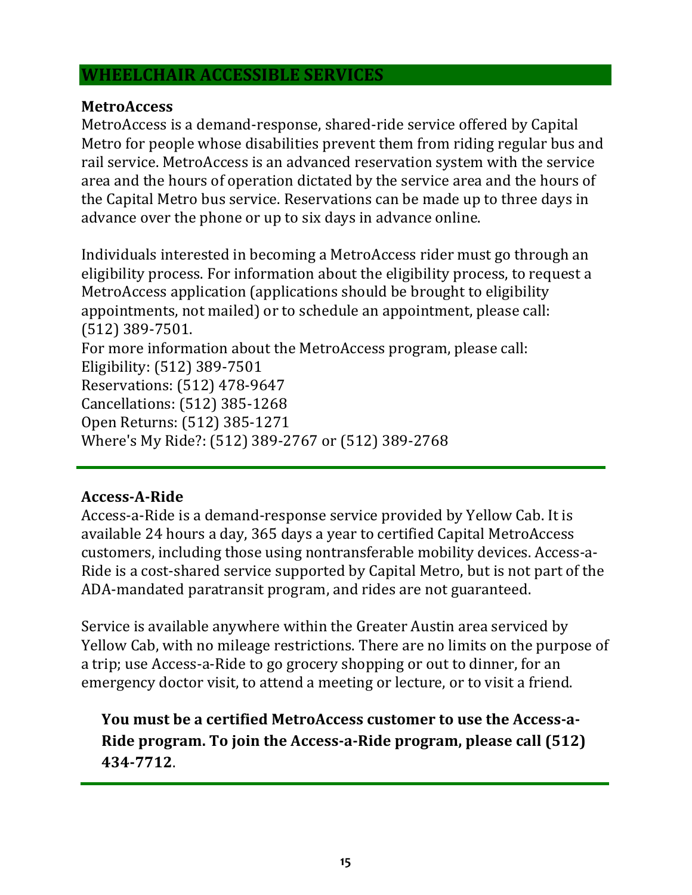## WHEELCHAIR ACCESSIBLE SERVICES

**MetroAccess**

MetroAccess is a demand-response, shared-ride service offered by Capital Metro for people whose disabilities prevent them from riding regular bus and rail service. MetroAccess is an advanced reservation system with the service area and the hours of operation dictated by the service area and the hours of the Capital Metro bus service. Reservations can be made up to three days in advance over the phone or up to six days in advance online.

Individuals interested in becoming a MetroAccess rider must go through an eligibility process. For information about the eligibility process, to request a MetroAccess application (applications should be brought to eligibility appointments, not mailed) or to schedule an appointment, please call: (512) 389-7501.

For more information about the MetroAccess program, please call:
Eligibility: (512) 389-7501
Reservations: (512) 478-9647
Cancellations: (512) 385-1268
Open Returns: (512) 385-1271
Where's My Ride?: (512) 389-2767 or (512) 389-2768

---

**Access-A-Ride**

Access-a-Ride is a demand-response service provided by Yellow Cab. It is available 24 hours a day, 365 days a year to certified Capital MetroAccess customers, including those using nontransferable mobility devices. Access-a-Ride is a cost-shared service supported by Capital Metro, but is not part of the ADA-mandated paratransit program, and rides are not guaranteed.

Service is available anywhere within the Greater Austin area serviced by Yellow Cab, with no mileage restrictions. There are no limits on the purpose of a trip; use Access-a-Ride to go grocery shopping or out to dinner, for an emergency doctor visit, to attend a meeting or lecture, or to visit a friend.

**You must be a certified MetroAccess customer to use the Access-a-Ride program. To join the Access-a-Ride program, please call (512) 434-7712**.

---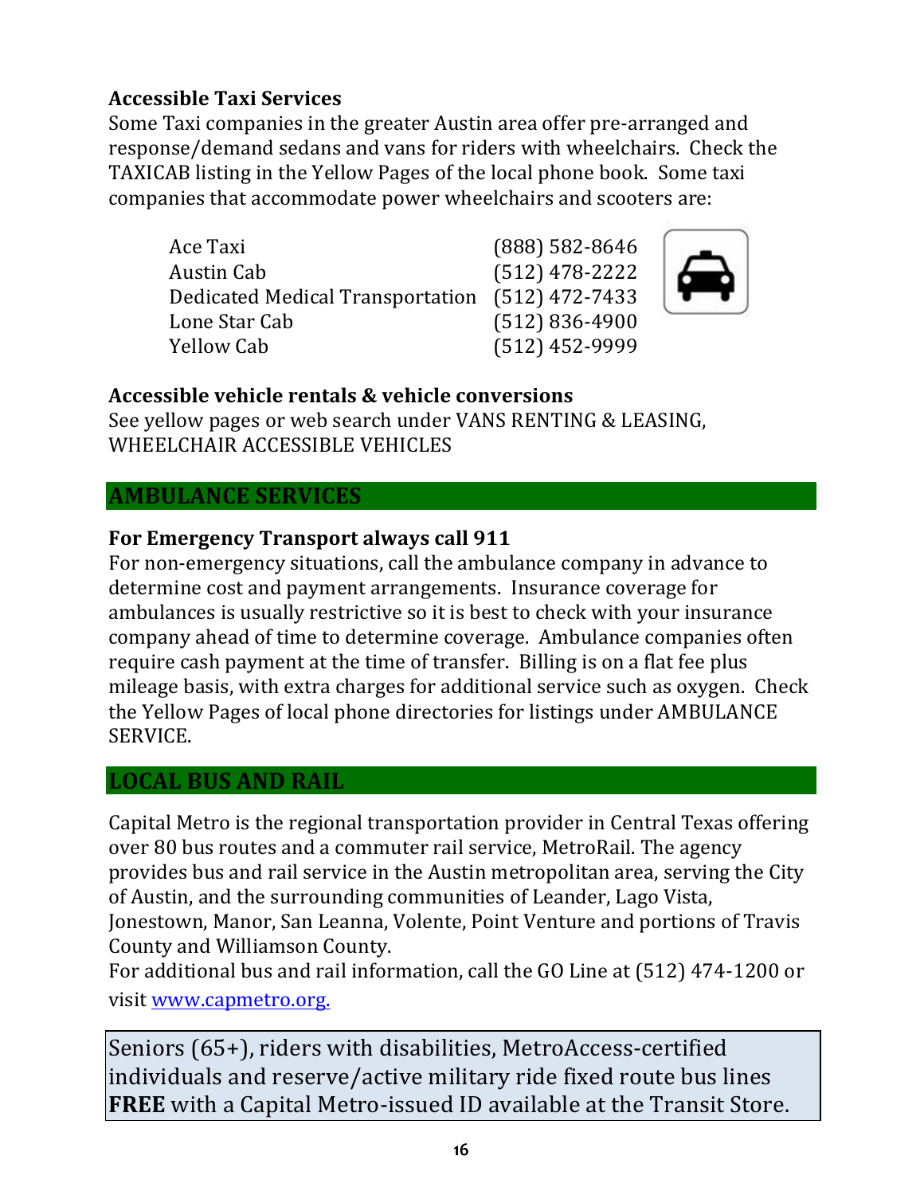**Accessible Taxi Services**

Some Taxi companies in the greater Austin area offer pre-arranged and response/demand sedans and vans for riders with wheelchairs. Check the TAXICAB listing in the Yellow Pages of the local phone book. Some taxi companies that accommodate power wheelchairs and scooters are:

| | |
|---|---|
| Ace Taxi | (888) 582-8646 |
| Austin Cab | (512) 478-2222 |
| Dedicated Medical Transportation | (512) 472-7433 |
| Lone Star Cab | (512) 836-4900 |
| Yellow Cab | (512) 452-9999 |

**Accessible vehicle rentals & vehicle conversions**

See yellow pages or web search under VANS RENTING & LEASING, WHEELCHAIR ACCESSIBLE VEHICLES

## AMBULANCE SERVICES

**For Emergency Transport always call 911**

For non-emergency situations, call the ambulance company in advance to determine cost and payment arrangements. Insurance coverage for ambulances is usually restrictive so it is best to check with your insurance company ahead of time to determine coverage. Ambulance companies often require cash payment at the time of transfer. Billing is on a flat fee plus mileage basis, with extra charges for additional service such as oxygen. Check the Yellow Pages of local phone directories for listings under AMBULANCE SERVICE.

## LOCAL BUS AND RAIL

Capital Metro is the regional transportation provider in Central Texas offering over 80 bus routes and a commuter rail service, MetroRail. The agency provides bus and rail service in the Austin metropolitan area, serving the City of Austin, and the surrounding communities of Leander, Lago Vista, Jonestown, Manor, San Leanna, Volente, Point Venture and portions of Travis County and Williamson County.

For additional bus and rail information, call the GO Line at (512) 474-1200 or visit www.capmetro.org.

Seniors (65+), riders with disabilities, MetroAccess-certified individuals and reserve/active military ride fixed route bus lines **FREE** with a Capital Metro-issued ID available at the Transit Store.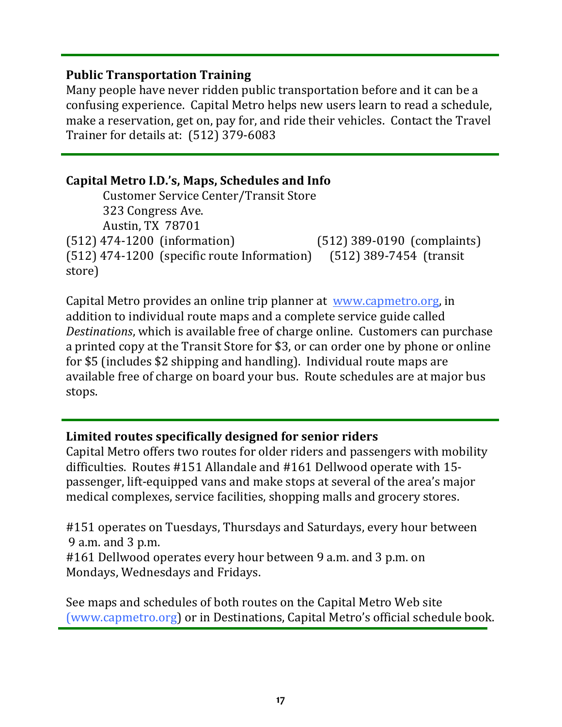### Public Transportation Training

Many people have never ridden public transportation before and it can be a confusing experience. Capital Metro helps new users learn to read a schedule, make a reservation, get on, pay for, and ride their vehicles. Contact the Travel Trainer for details at: (512) 379-6083

---

### Capital Metro I.D.'s, Maps, Schedules and Info

Customer Service Center/Transit Store
323 Congress Ave.
Austin, TX 78701

(512) 474-1200 (information) (512) 389-0190 (complaints)
(512) 474-1200 (specific route Information) (512) 389-7454 (transit store)

Capital Metro provides an online trip planner at [www.capmetro.org](http://www.capmetro.org), in addition to individual route maps and a complete service guide called *Destinations*, which is available free of charge online. Customers can purchase a printed copy at the Transit Store for $3, or can order one by phone or online for $5 (includes $2 shipping and handling). Individual route maps are available free of charge on board your bus. Route schedules are at major bus stops.

---

### Limited routes specifically designed for senior riders

Capital Metro offers two routes for older riders and passengers with mobility difficulties. Routes #151 Allandale and #161 Dellwood operate with 15-passenger, lift-equipped vans and make stops at several of the area's major medical complexes, service facilities, shopping malls and grocery stores.

#151 operates on Tuesdays, Thursdays and Saturdays, every hour between 9 a.m. and 3 p.m.
#161 Dellwood operates every hour between 9 a.m. and 3 p.m. on Mondays, Wednesdays and Fridays.

See maps and schedules of both routes on the Capital Metro Web site (www.capmetro.org) or in Destinations, Capital Metro's official schedule book.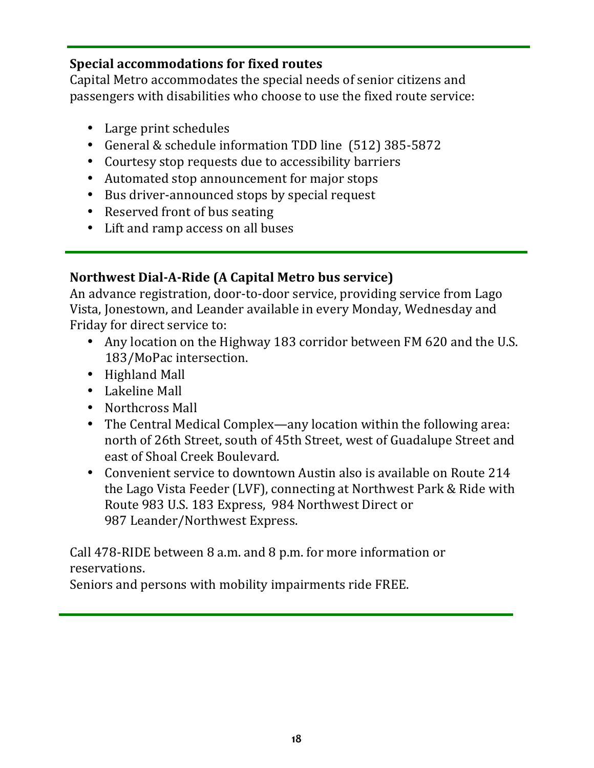**Special accommodations for fixed routes**

Capital Metro accommodates the special needs of senior citizens and passengers with disabilities who choose to use the fixed route service:

- Large print schedules
- General & schedule information TDD line (512) 385-5872
- Courtesy stop requests due to accessibility barriers
- Automated stop announcement for major stops
- Bus driver-announced stops by special request
- Reserved front of bus seating
- Lift and ramp access on all buses

---

**Northwest Dial-A-Ride (A Capital Metro bus service)**

An advance registration, door-to-door service, providing service from Lago Vista, Jonestown, and Leander available in every Monday, Wednesday and Friday for direct service to:

- Any location on the Highway 183 corridor between FM 620 and the U.S. 183/MoPac intersection.
- Highland Mall
- Lakeline Mall
- Northcross Mall
- The Central Medical Complex—any location within the following area: north of 26th Street, south of 45th Street, west of Guadalupe Street and east of Shoal Creek Boulevard.
- Convenient service to downtown Austin also is available on Route 214 the Lago Vista Feeder (LVF), connecting at Northwest Park & Ride with Route 983 U.S. 183 Express, 984 Northwest Direct or 987 Leander/Northwest Express.

Call 478-RIDE between 8 a.m. and 8 p.m. for more information or reservations.

Seniors and persons with mobility impairments ride FREE.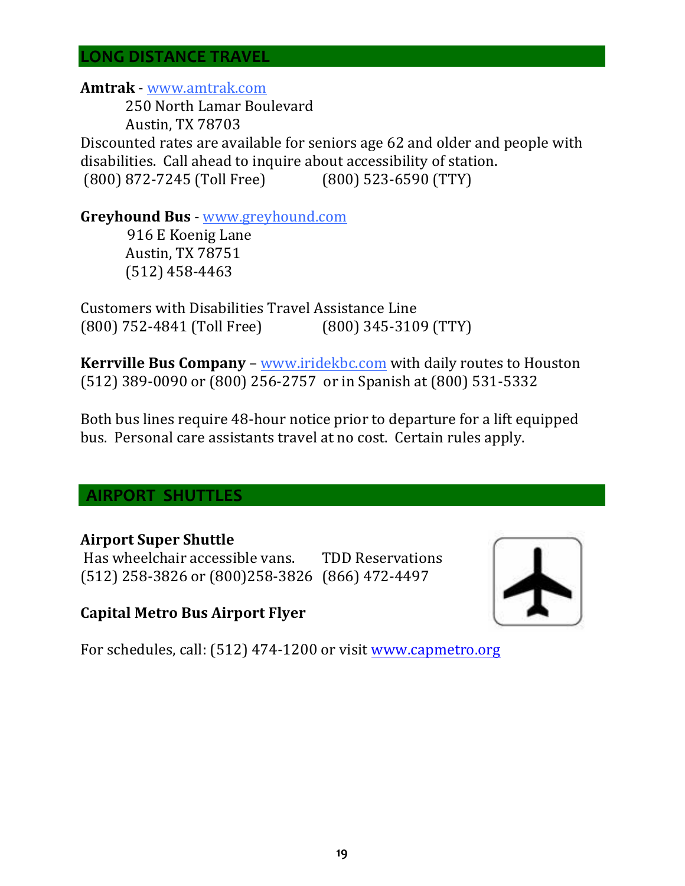## LONG DISTANCE TRAVEL

**Amtrak** - www.amtrak.com

250 North Lamar Boulevard
Austin, TX 78703

Discounted rates are available for seniors age 62 and older and people with disabilities. Call ahead to inquire about accessibility of station.
(800) 872-7245 (Toll Free)  (800) 523-6590 (TTY)

**Greyhound Bus** - www.greyhound.com

916 E Koenig Lane
Austin, TX 78751
(512) 458-4463

Customers with Disabilities Travel Assistance Line
(800) 752-4841 (Toll Free)  (800) 345-3109 (TTY)

**Kerrville Bus Company** – www.iridekbc.com with daily routes to Houston
(512) 389-0090 or (800) 256-2757 or in Spanish at (800) 531-5332

Both bus lines require 48-hour notice prior to departure for a lift equipped bus. Personal care assistants travel at no cost. Certain rules apply.

## AIRPORT SHUTTLES

**Airport Super Shuttle**

Has wheelchair accessible vans.
(512) 258-3826 or (800)258-3826

TDD Reservations
(866) 472-4497

**Capital Metro Bus Airport Flyer**

For schedules, call: (512) 474-1200 or visit www.capmetro.org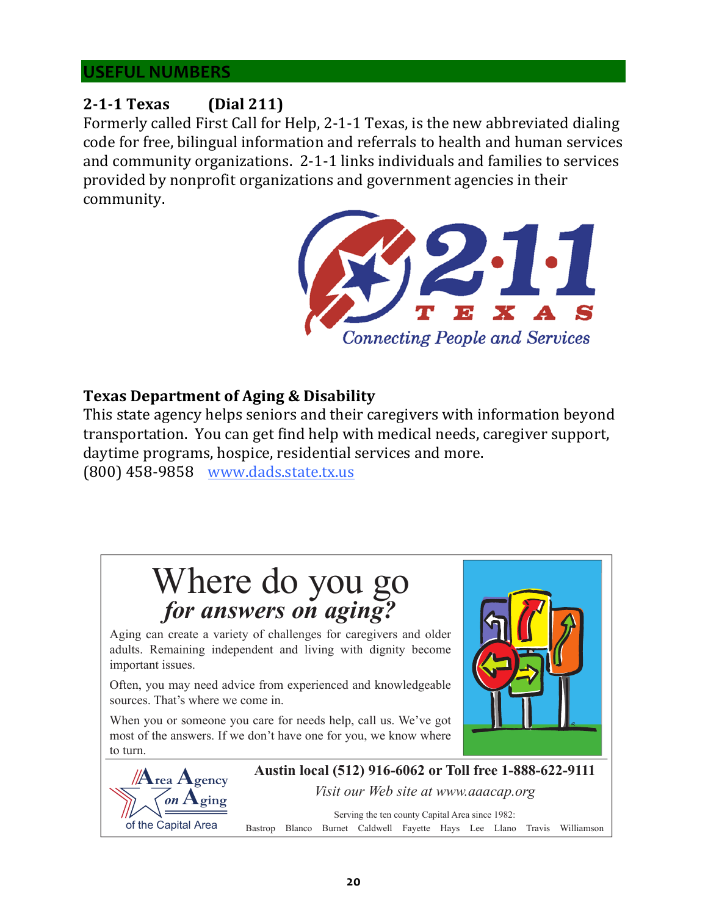## USEFUL NUMBERS

### 2-1-1 Texas (Dial 211)

Formerly called First Call for Help, 2-1-1 Texas, is the new abbreviated dialing code for free, bilingual information and referrals to health and human services and community organizations. 2-1-1 links individuals and families to services provided by nonprofit organizations and government agencies in their community.

2·1·1 TEXAS
*Connecting People and Services*

### Texas Department of Aging & Disability

This state agency helps seniors and their caregivers with information beyond transportation. You can get find help with medical needs, caregiver support, daytime programs, hospice, residential services and more.
(800) 458-9858 [www.dads.state.tx.us](http://www.dads.state.tx.us)

# Where do you go *for answers on aging?*

Aging can create a variety of challenges for caregivers and older adults. Remaining independent and living with dignity become important issues.

Often, you may need advice from experienced and knowledgeable sources. That's where we come in.

When you or someone you care for needs help, call us. We've got most of the answers. If we don't have one for you, we know where to turn.

Area Agency on Aging of the Capital Area

**Austin local (512) 916-6062 or Toll free 1-888-622-9111**

*Visit our Web site at www.aaacap.org*

Serving the ten county Capital Area since 1982:
Bastrop Blanco Burnet Caldwell Fayette Hays Lee Llano Travis Williamson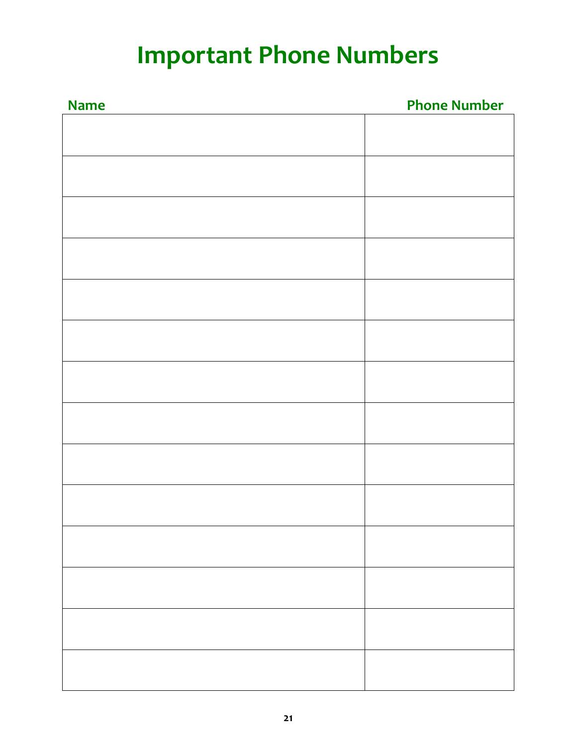# Important Phone Numbers

| Name | Phone Number |
| --- | --- |
| | |
| | |
| | |
| | |
| | |
| | |
| | |
| | |
| | |
| | |
| | |
| | |
| | |
| | |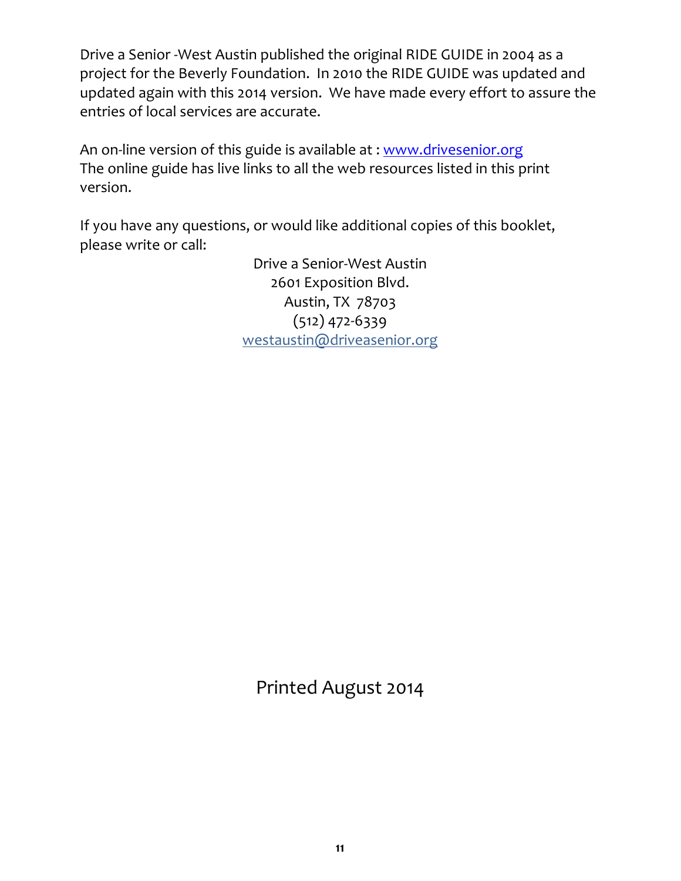Drive a Senior -West Austin published the original RIDE GUIDE in 2004 as a project for the Beverly Foundation. In 2010 the RIDE GUIDE was updated and updated again with this 2014 version. We have made every effort to assure the entries of local services are accurate.

An on-line version of this guide is available at : www.drivesenior.org
The online guide has live links to all the web resources listed in this print version.

If you have any questions, or would like additional copies of this booklet, please write or call:

Drive a Senior-West Austin
2601 Exposition Blvd.
Austin, TX 78703
(512) 472-6339
westaustin@driveasenior.org

Printed August 2014